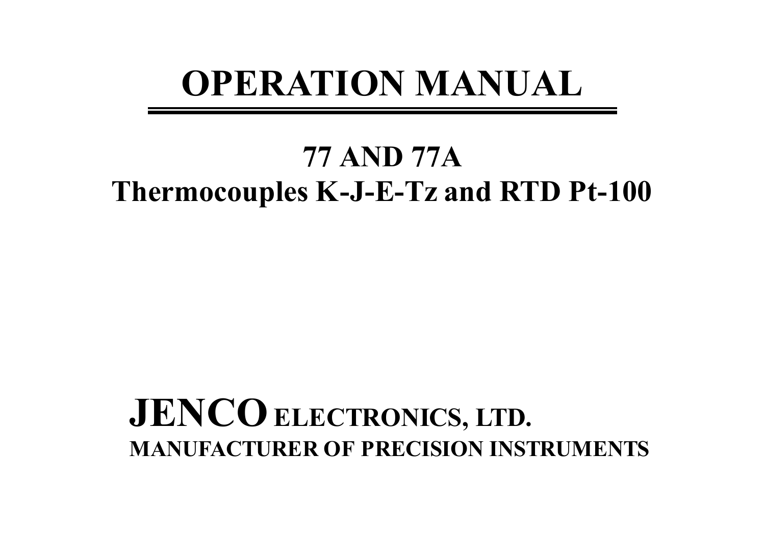# OPERATION MANUAL

## 77 AND 77A
## Thermocouples K-J-E-Tz and RTD Pt-100

**JENCO ELECTRONICS, LTD.**
**MANUFACTURER OF PRECISION INSTRUMENTS**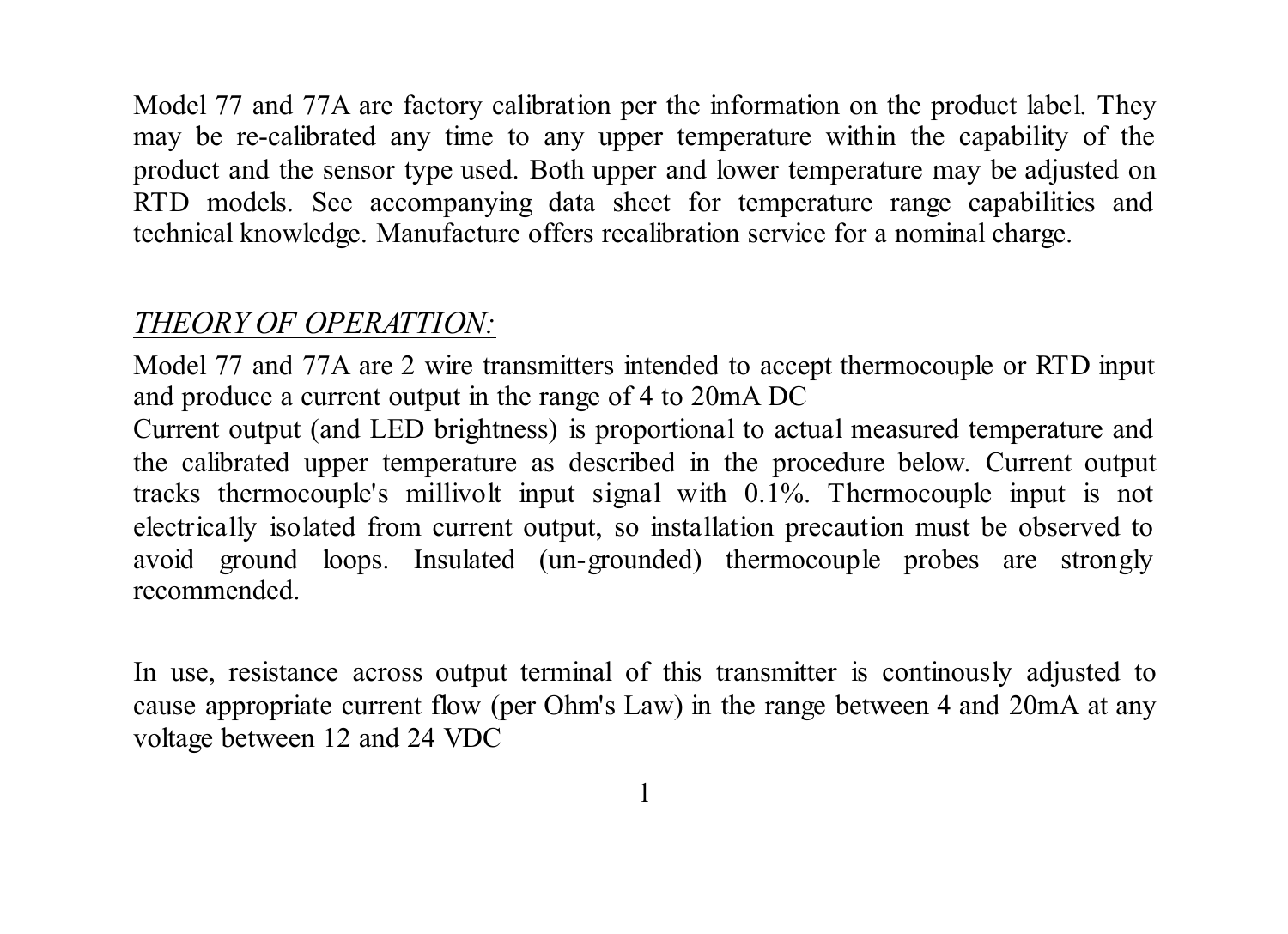Model 77 and 77A are factory calibration per the information on the product label. They may be re-calibrated any time to any upper temperature within the capability of the product and the sensor type used. Both upper and lower temperature may be adjusted on RTD models. See accompanying data sheet for temperature range capabilities and technical knowledge. Manufacture offers recalibration service for a nominal charge.

*THEORY OF OPERATTION:*

Model 77 and 77A are 2 wire transmitters intended to accept thermocouple or RTD input and produce a current output in the range of 4 to 20mA DC

Current output (and LED brightness) is proportional to actual measured temperature and the calibrated upper temperature as described in the procedure below. Current output tracks thermocouple's millivolt input signal with 0.1%. Thermocouple input is not electrically isolated from current output, so installation precaution must be observed to avoid ground loops. Insulated (un-grounded) thermocouple probes are strongly recommended.

In use, resistance across output terminal of this transmitter is continously adjusted to cause appropriate current flow (per Ohm's Law) in the range between 4 and 20mA at any voltage between 12 and 24 VDC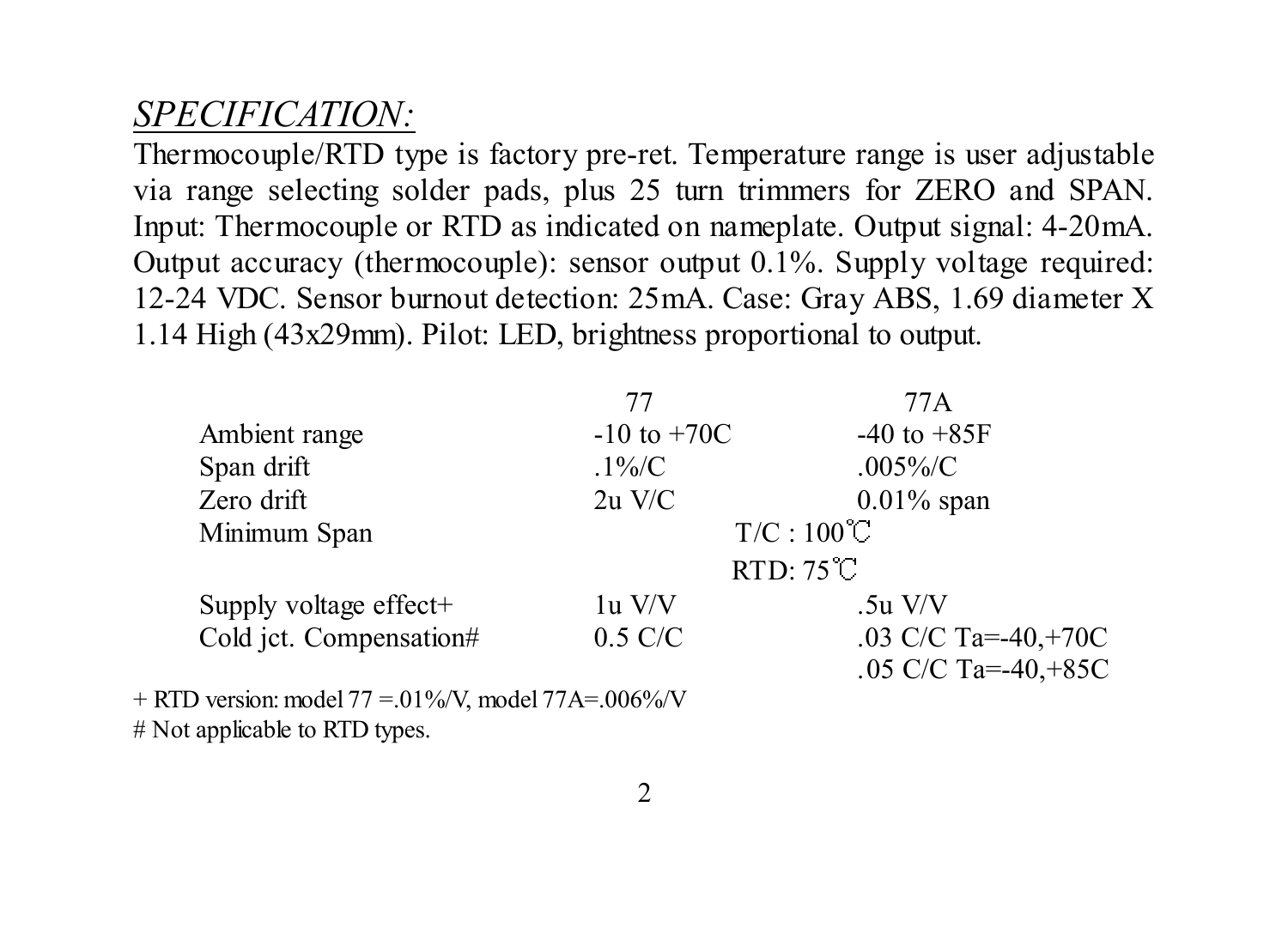*SPECIFICATION:*

Thermocouple/RTD type is factory pre-ret. Temperature range is user adjustable via range selecting solder pads, plus 25 turn trimmers for ZERO and SPAN. Input: Thermocouple or RTD as indicated on nameplate. Output signal: 4-20mA. Output accuracy (thermocouple): sensor output 0.1%. Supply voltage required: 12-24 VDC. Sensor burnout detection: 25mA. Case: Gray ABS, 1.69 diameter X 1.14 High (43x29mm). Pilot: LED, brightness proportional to output.

| | 77 | 77A |
|---|---|---|
| Ambient range | -10 to +70C | -40 to +85F |
| Span drift | .1%/C | .005%/C |
| Zero drift | 2u V/C | 0.01% span |
| Minimum Span | T/C : 100℃ | |
| | RTD: 75℃ | |
| Supply voltage effect+ | 1u V/V | .5u V/V |
| Cold jct. Compensation# | 0.5 C/C | .03 C/C Ta=-40,+70C |
| | | .05 C/C Ta=-40,+85C |

+ RTD version: model 77 =.01%/V, model 77A=.006%/V

# Not applicable to RTD types.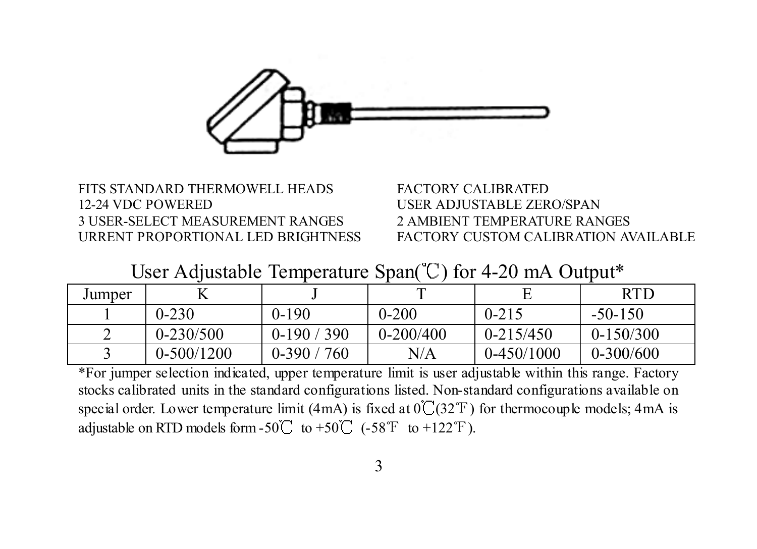FITS STANDARD THERMOWELL HEADS
12-24 VDC POWERED
3 USER-SELECT MEASUREMENT RANGES
URRENT PROPORTIONAL LED BRIGHTNESS

FACTORY CALIBRATED
USER ADJUSTABLE ZERO/SPAN
2 AMBIENT TEMPERATURE RANGES
FACTORY CUSTOM CALIBRATION AVAILABLE

## User Adjustable Temperature Span(℃) for 4-20 mA Output*

| Jumper | K | J | T | E | RTD |
|---|---|---|---|---|---|
| 1 | 0-230 | 0-190 | 0-200 | 0-215 | -50-150 |
| 2 | 0-230/500 | 0-190 / 390 | 0-200/400 | 0-215/450 | 0-150/300 |
| 3 | 0-500/1200 | 0-390 / 760 | N/A | 0-450/1000 | 0-300/600 |

*For jumper selection indicated, upper temperature limit is user adjustable within this range. Factory stocks calibrated units in the standard configurations listed. Non-standard configurations available on special order. Lower temperature limit (4mA) is fixed at 0℃(32℉) for thermocouple models; 4mA is adjustable on RTD models form -50℃ to +50℃ (-58℉ to +122℉).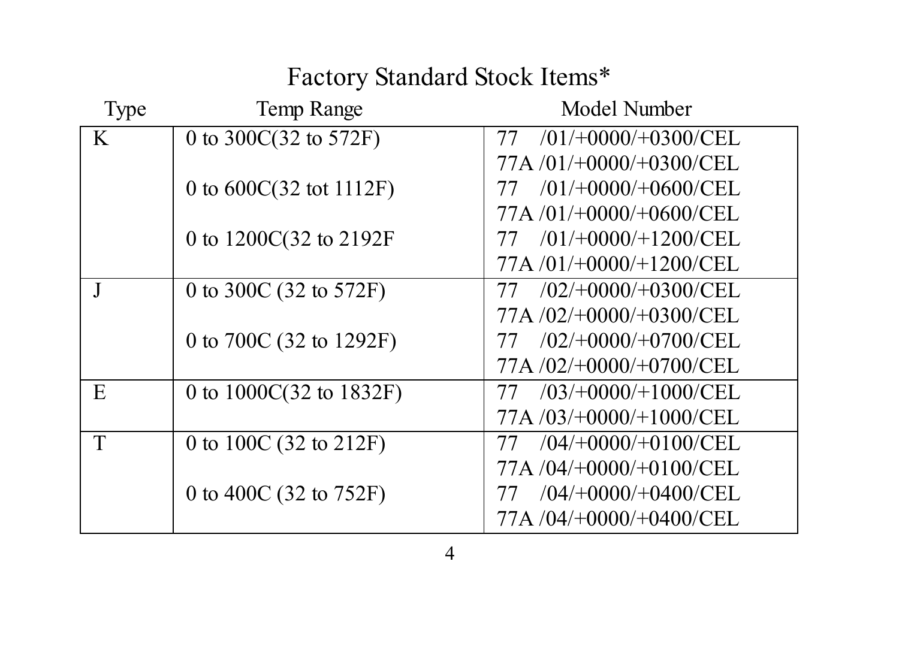# Factory Standard Stock Items*

| Type | Temp Range | Model Number |
|---|---|---|
| K | 0 to 300C(32 to 572F) | 77 /01/+0000/+0300/CEL |
| | | 77A /01/+0000/+0300/CEL |
| | 0 to 600C(32 tot 1112F) | 77 /01/+0000/+0600/CEL |
| | | 77A /01/+0000/+0600/CEL |
| | 0 to 1200C(32 to 2192F | 77 /01/+0000/+1200/CEL |
| | | 77A /01/+0000/+1200/CEL |
| J | 0 to 300C (32 to 572F) | 77 /02/+0000/+0300/CEL |
| | | 77A /02/+0000/+0300/CEL |
| | 0 to 700C (32 to 1292F) | 77 /02/+0000/+0700/CEL |
| | | 77A /02/+0000/+0700/CEL |
| E | 0 to 1000C(32 to 1832F) | 77 /03/+0000/+1000/CEL |
| | | 77A /03/+0000/+1000/CEL |
| T | 0 to 100C (32 to 212F) | 77 /04/+0000/+0100/CEL |
| | | 77A /04/+0000/+0100/CEL |
| | 0 to 400C (32 to 752F) | 77 /04/+0000/+0400/CEL |
| | | 77A /04/+0000/+0400/CEL |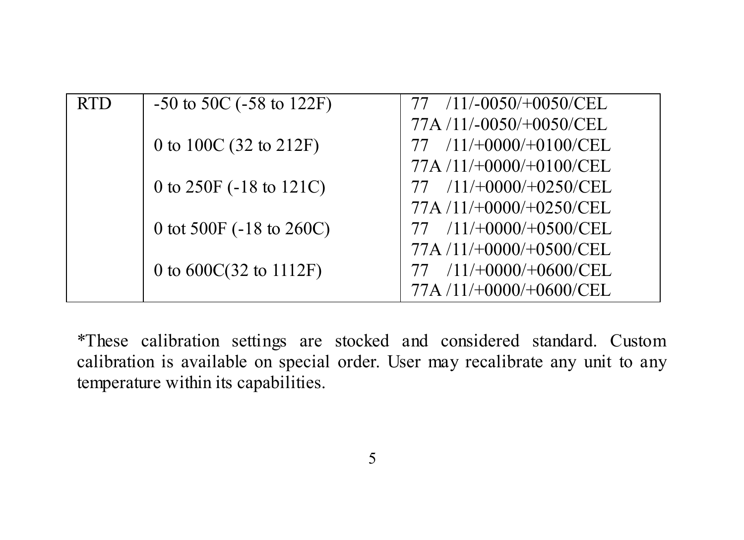| RTD | -50 to 50C (-58 to 122F) | 77 /11/-0050/+0050/CEL<br>77A /11/-0050/+0050/CEL |
|---|---|---|
| | 0 to 100C (32 to 212F) | 77 /11/+0000/+0100/CEL<br>77A /11/+0000/+0100/CEL |
| | 0 to 250F (-18 to 121C) | 77 /11/+0000/+0250/CEL<br>77A /11/+0000/+0250/CEL |
| | 0 tot 500F (-18 to 260C) | 77 /11/+0000/+0500/CEL<br>77A /11/+0000/+0500/CEL |
| | 0 to 600C(32 to 1112F) | 77 /11/+0000/+0600/CEL<br>77A /11/+0000/+0600/CEL |

*These calibration settings are stocked and considered standard. Custom calibration is available on special order. User may recalibrate any unit to any temperature within its capabilities.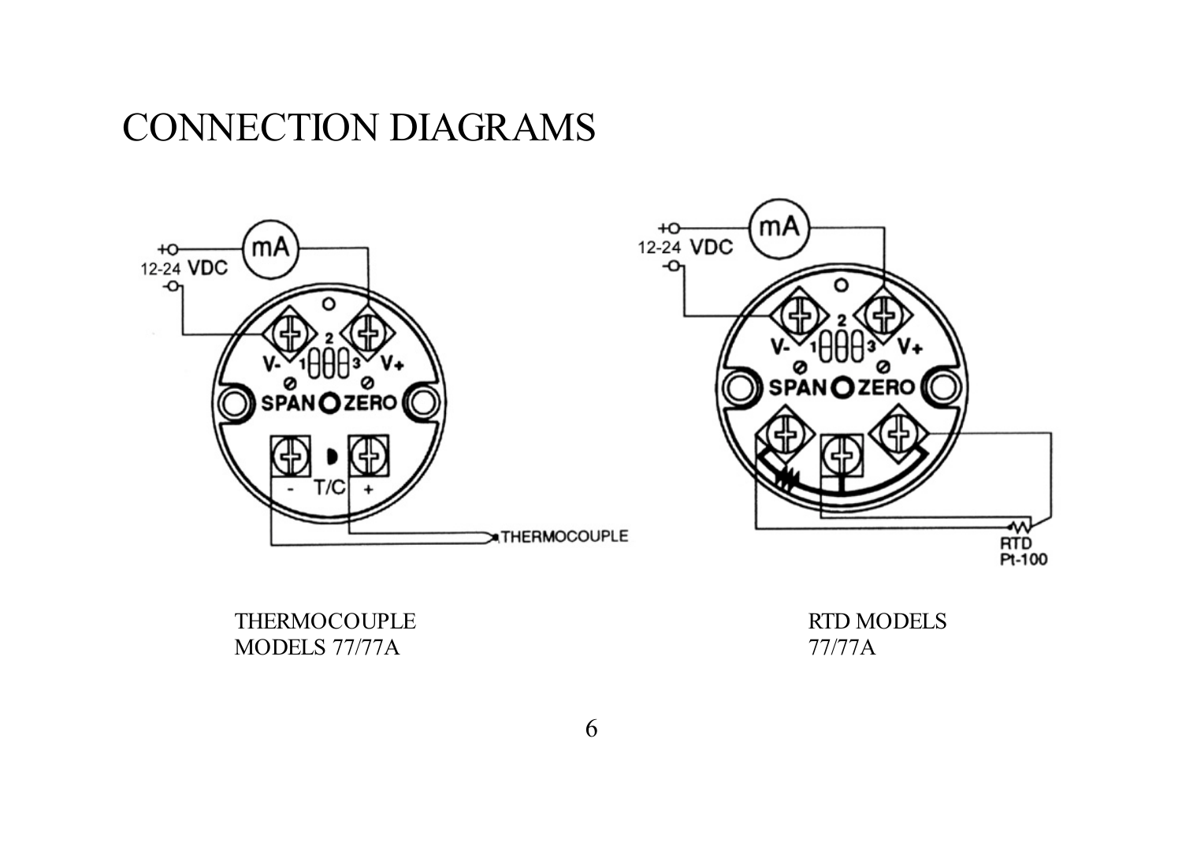# CONNECTION DIAGRAMS

THERMOCOUPLE MODELS 77/77A

RTD MODELS 77/77A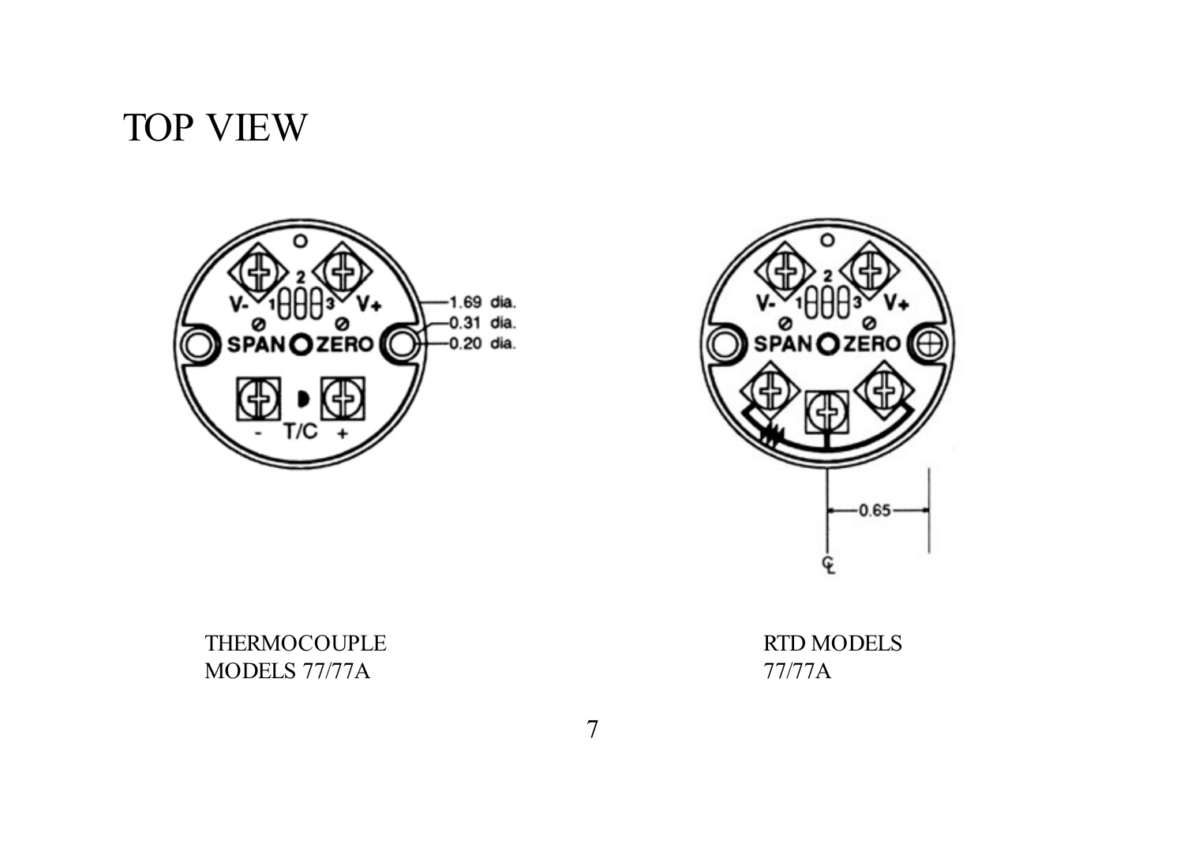# TOP VIEW

THERMOCOUPLE MODELS 77/77A

RTD MODELS 77/77A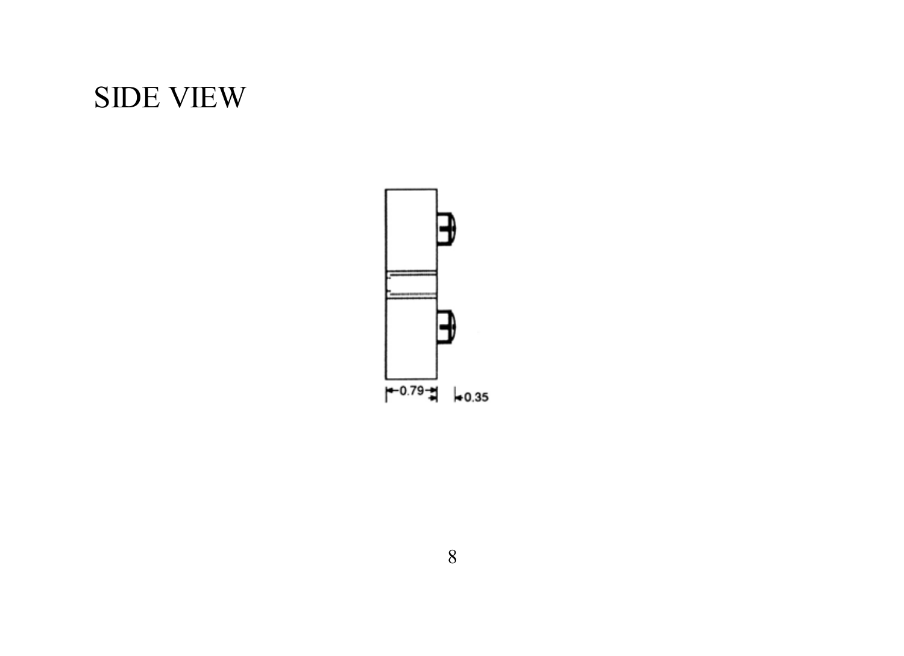# SIDE VIEW

0.79

0.35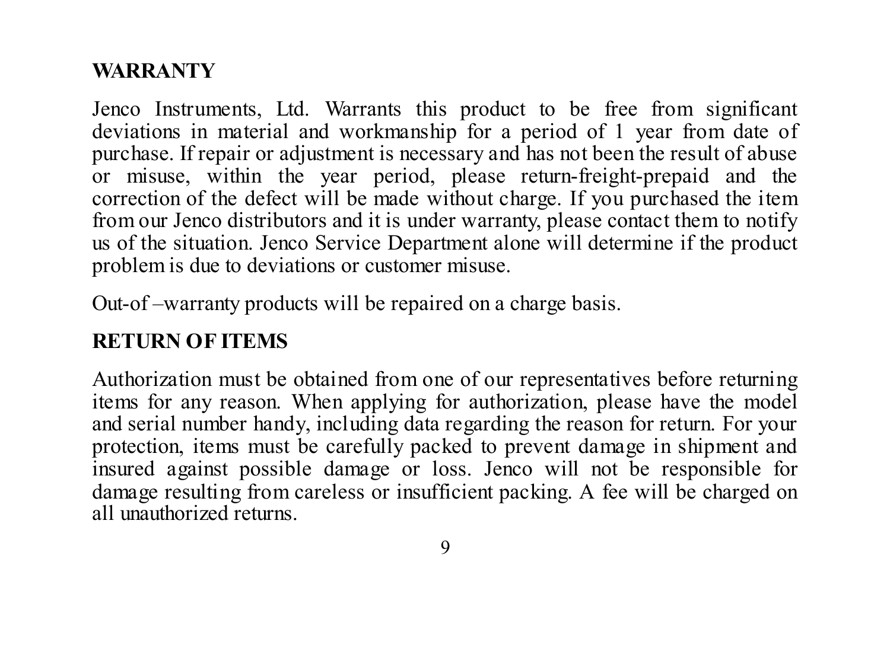## WARRANTY

Jenco Instruments, Ltd. Warrants this product to be free from significant deviations in material and workmanship for a period of 1 year from date of purchase. If repair or adjustment is necessary and has not been the result of abuse or misuse, within the year period, please return-freight-prepaid and the correction of the defect will be made without charge. If you purchased the item from our Jenco distributors and it is under warranty, please contact them to notify us of the situation. Jenco Service Department alone will determine if the product problem is due to deviations or customer misuse.

Out-of –warranty products will be repaired on a charge basis.

## RETURN OF ITEMS

Authorization must be obtained from one of our representatives before returning items for any reason. When applying for authorization, please have the model and serial number handy, including data regarding the reason for return. For your protection, items must be carefully packed to prevent damage in shipment and insured against possible damage or loss. Jenco will not be responsible for damage resulting from careless or insufficient packing. A fee will be charged on all unauthorized returns.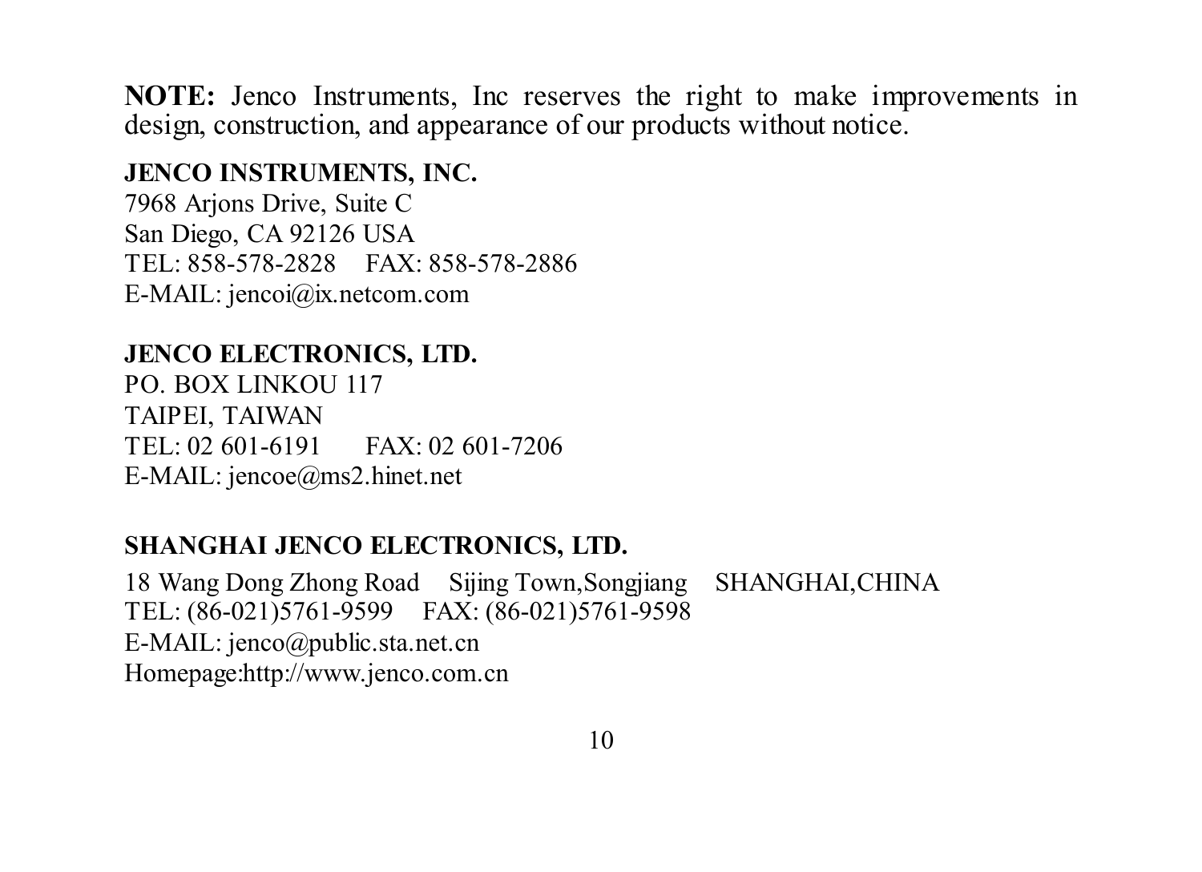**NOTE:** Jenco Instruments, Inc reserves the right to make improvements in design, construction, and appearance of our products without notice.

**JENCO INSTRUMENTS, INC.**
7968 Arjons Drive, Suite C
San Diego, CA 92126 USA
TEL: 858-578-2828 FAX: 858-578-2886
E-MAIL: jencoi@ix.netcom.com

**JENCO ELECTRONICS, LTD.**
PO. BOX LINKOU 117
TAIPEI, TAIWAN
TEL: 02 601-6191 FAX: 02 601-7206
E-MAIL: jencoe@ms2.hinet.net

**SHANGHAI JENCO ELECTRONICS, LTD.**
18 Wang Dong Zhong Road Sijing Town,Songjiang SHANGHAI,CHINA
TEL: (86-021)5761-9599 FAX: (86-021)5761-9598
E-MAIL: jenco@public.sta.net.cn
Homepage:http://www.jenco.com.cn